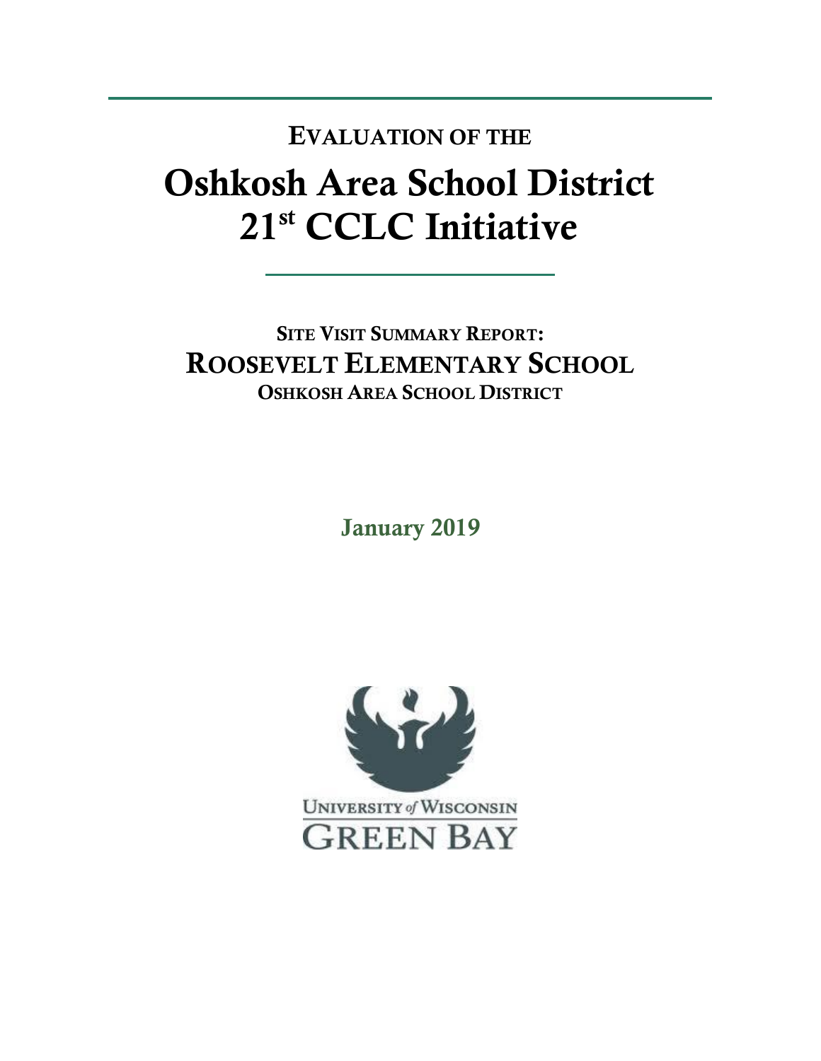# Evaluation of the

# Oshkosh Area School District 21st CCLC Initiative

## Site Visit Summary Report:

## Roosevelt Elementary School

### Oshkosh Area School District

**January 2019**

University *of* Wisconsin

Green Bay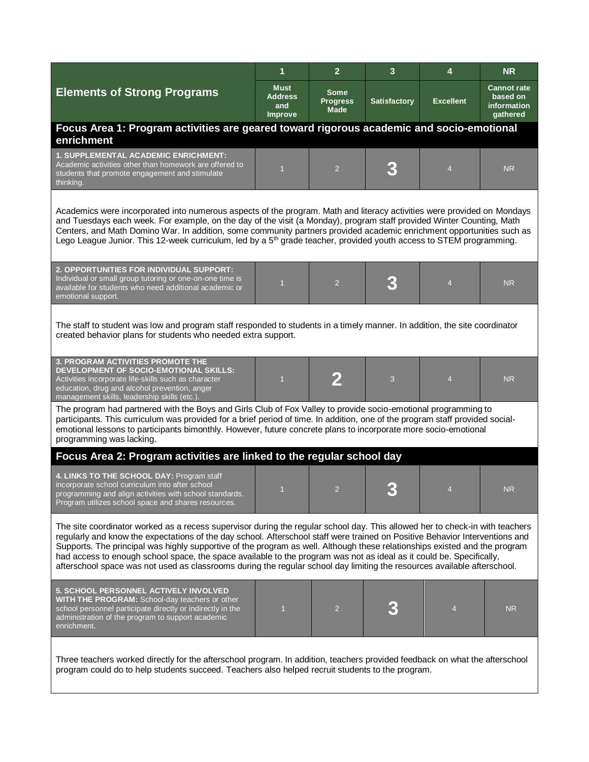| Elements of Strong Programs | 1<br>Must Address and Improve | 2<br>Some Progress Made | 3<br>Satisfactory | 4<br>Excellent | NR<br>Cannot rate based on information gathered |
|---|---|---|---|---|---|
| **Focus Area 1: Program activities are geared toward rigorous academic and socio-emotional enrichment** | | | | | |
| **1. SUPPLEMENTAL ACADEMIC ENRICHMENT:** Academic activities other than homework are offered to students that promote engagement and stimulate thinking. | 1 | 2 | **3** | 4 | NR |
| Academics were incorporated into numerous aspects of the program. Math and literacy activities were provided on Mondays and Tuesdays each week. For example, on the day of the visit (a Monday), program staff provided Winter Counting, Math Centers, and Math Domino War. In addition, some community partners provided academic enrichment opportunities such as Lego League Junior. This 12-week curriculum, led by a 5th grade teacher, provided youth access to STEM programming. | | | | | |
| **2. OPPORTUNITIES FOR INDIVIDUAL SUPPORT:** Individual or small group tutoring or one-on-one time is available for students who need additional academic or emotional support. | 1 | 2 | **3** | 4 | NR |
| The staff to student was low and program staff responded to students in a timely manner. In addition, the site coordinator created behavior plans for students who needed extra support. | | | | | |
| **3. PROGRAM ACTIVITIES PROMOTE THE DEVELOPMENT OF SOCIO-EMOTIONAL SKILLS:** Activities incorporate life-skills such as character education, drug and alcohol prevention, anger management skills, leadership skills (etc.). | 1 | **2** | 3 | 4 | NR |
| The program had partnered with the Boys and Girls Club of Fox Valley to provide socio-emotional programming to participants. This curriculum was provided for a brief period of time. In addition, one of the program staff provided social-emotional lessons to participants bimonthly. However, future concrete plans to incorporate more socio-emotional programming was lacking. | | | | | |
| **Focus Area 2: Program activities are linked to the regular school day** | | | | | |
| **4. LINKS TO THE SCHOOL DAY:** Program staff incorporate school curriculum into after school programming and align activities with school standards. Program utilizes school space and shares resources. | 1 | 2 | **3** | 4 | NR |
| The site coordinator worked as a recess supervisor during the regular school day. This allowed her to check-in with teachers regularly and know the expectations of the day school. Afterschool staff were trained on Positive Behavior Interventions and Supports. The principal was highly supportive of the program as well. Although these relationships existed and the program had access to enough school space, the space available to the program was not as ideal as it could be. Specifically, afterschool space was not used as classrooms during the regular school day limiting the resources available afterschool. | | | | | |
| **5. SCHOOL PERSONNEL ACTIVELY INVOLVED WITH THE PROGRAM:** School-day teachers or other school personnel participate directly or indirectly in the administration of the program to support academic enrichment. | 1 | 2 | **3** | 4 | NR |
| Three teachers worked directly for the afterschool program. In addition, teachers provided feedback on what the afterschool program could do to help students succeed. Teachers also helped recruit students to the program. | | | | | |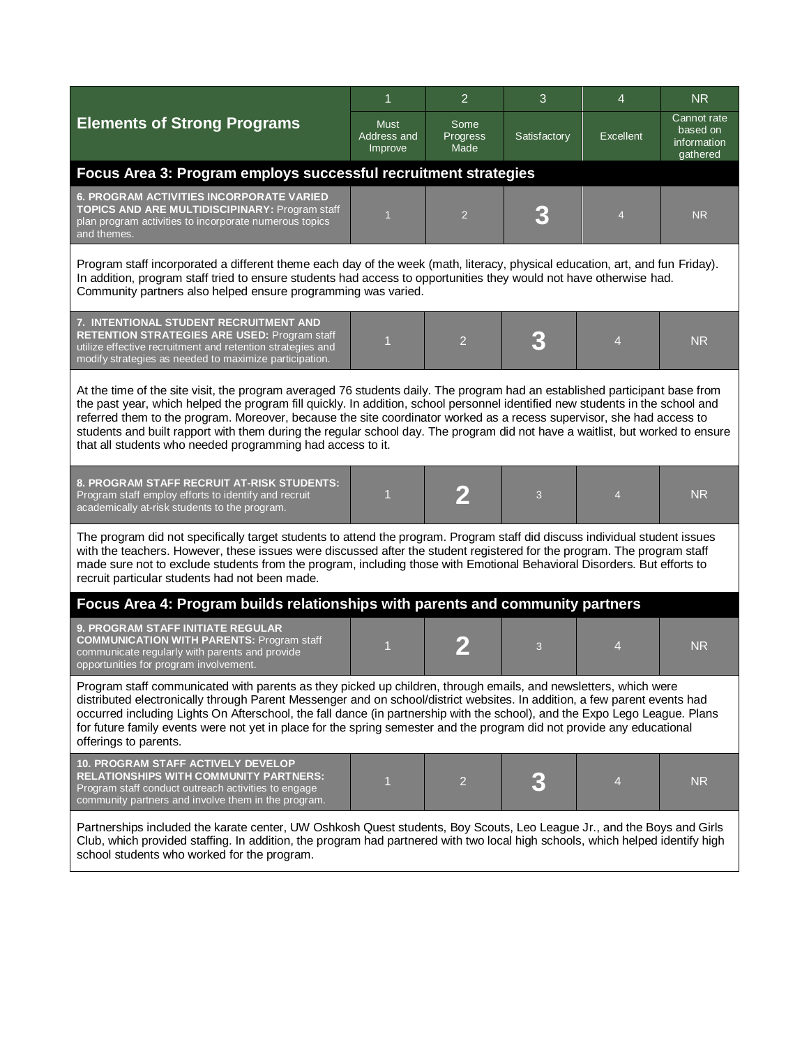| Elements of Strong Programs | 1<br>Must Address and Improve | 2<br>Some Progress Made | 3<br>Satisfactory | 4<br>Excellent | NR<br>Cannot rate based on information gathered |
|---|---|---|---|---|---|
| **Focus Area 3: Program employs successful recruitment strategies** | | | | | |
| **6. PROGRAM ACTIVITIES INCORPORATE VARIED TOPICS AND ARE MULTIDISCIPLINARY:** Program staff plan program activities to incorporate numerous topics and themes. | 1 | 2 | **3** | 4 | NR |
| Program staff incorporated a different theme each day of the week (math, literacy, physical education, art, and fun Friday). In addition, program staff tried to ensure students had access to opportunities they would not have otherwise had. Community partners also helped ensure programming was varied. | | | | | |
| **7. INTENTIONAL STUDENT RECRUITMENT AND RETENTION STRATEGIES ARE USED:** Program staff utilize effective recruitment and retention strategies and modify strategies as needed to maximize participation. | 1 | 2 | **3** | 4 | NR |
| At the time of the site visit, the program averaged 76 students daily. The program had an established participant base from the past year, which helped the program fill quickly. In addition, school personnel identified new students in the school and referred them to the program. Moreover, because the site coordinator worked as a recess supervisor, she had access to students and built rapport with them during the regular school day. The program did not have a waitlist, but worked to ensure that all students who needed programming had access to it. | | | | | |
| **8. PROGRAM STAFF RECRUIT AT-RISK STUDENTS:** Program staff employ efforts to identify and recruit academically at-risk students to the program. | 1 | **2** | 3 | 4 | NR |
| The program did not specifically target students to attend the program. Program staff did discuss individual student issues with the teachers. However, these issues were discussed after the student registered for the program. The program staff made sure not to exclude students from the program, including those with Emotional Behavioral Disorders. But efforts to recruit particular students had not been made. | | | | | |
| **Focus Area 4: Program builds relationships with parents and community partners** | | | | | |
| **9. PROGRAM STAFF INITIATE REGULAR COMMUNICATION WITH PARENTS:** Program staff communicate regularly with parents and provide opportunities for program involvement. | 1 | **2** | 3 | 4 | NR |
| Program staff communicated with parents as they picked up children, through emails, and newsletters, which were distributed electronically through Parent Messenger and on school/district websites. In addition, a few parent events had occurred including Lights On Afterschool, the fall dance (in partnership with the school), and the Expo Lego League. Plans for future family events were not yet in place for the spring semester and the program did not provide any educational offerings to parents. | | | | | |
| **10. PROGRAM STAFF ACTIVELY DEVELOP RELATIONSHIPS WITH COMMUNITY PARTNERS:** Program staff conduct outreach activities to engage community partners and involve them in the program. | 1 | 2 | **3** | 4 | NR |
| Partnerships included the karate center, UW Oshkosh Quest students, Boy Scouts, Leo League Jr., and the Boys and Girls Club, which provided staffing. In addition, the program had partnered with two local high schools, which helped identify high school students who worked for the program. | | | | | |